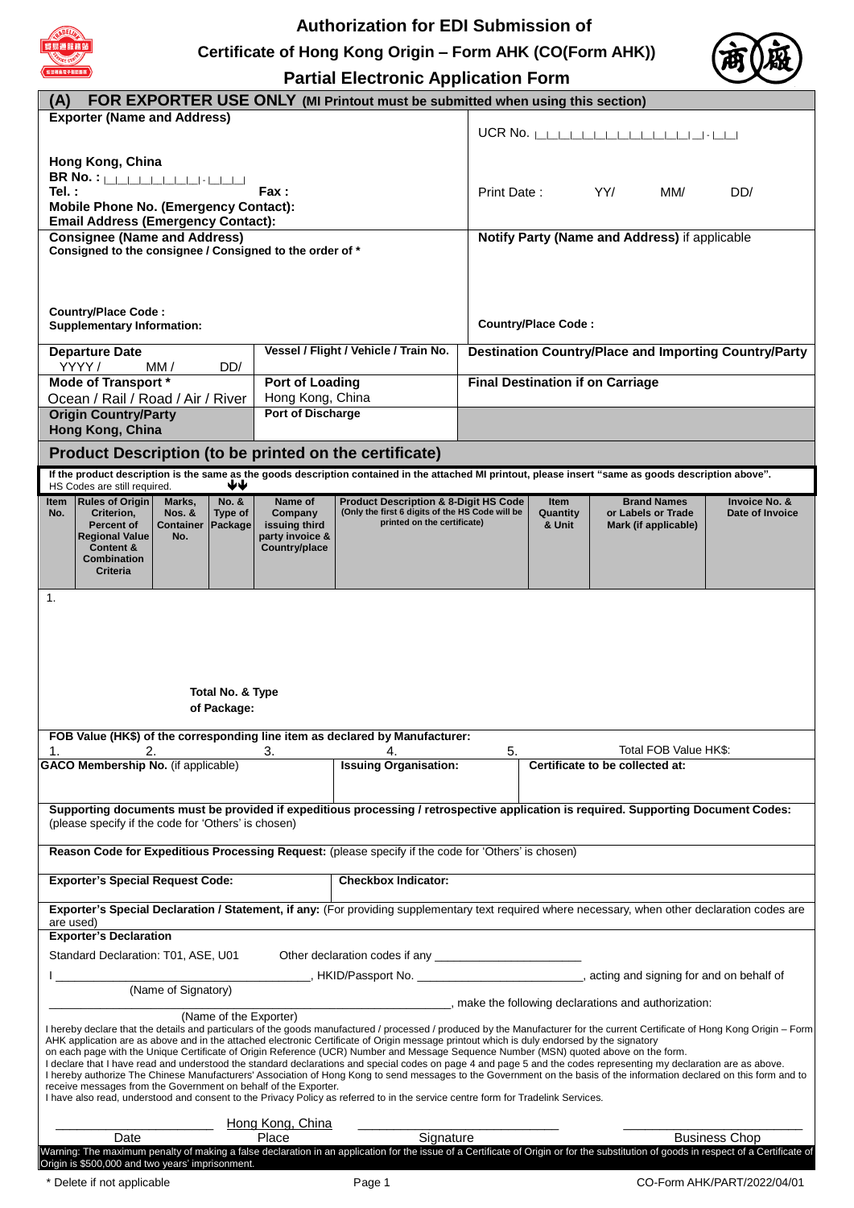# Authorization for EDI Submission of Certificate of Hong Kong Origin – Form AHK (CO(Form AHK))

## Partial Electronic Application Form

### (A) FOR EXPORTER USE ONLY (MI Printout must be submitted when using this section)

| | |
|---|---|
| **Exporter (Name and Address)**<br><br>**Hong Kong, China**<br>**BR No. :** \_\_\_\_\_\_\_\_-\_\_\_<br>**Tel. :** **Fax :**<br>**Mobile Phone No. (Emergency Contact):**<br>**Email Address (Emergency Contact):** | UCR No. \_\_\_\_\_\_\_\_\_\_\_\_\_\_\_\_-\_\_\_<br><br>Print Date : YY/ MM/ DD/ |
| **Consignee (Name and Address)**<br>**Consigned to the consignee / Consigned to the order of \***<br><br>**Country/Place Code :**<br>**Supplementary Information:** | **Notify Party (Name and Address)** if applicable<br><br>**Country/Place Code :** |

| | | |
|---|---|---|
| **Departure Date**<br>YYYY / MM / DD/ | **Vessel / Flight / Vehicle / Train No.** | **Destination Country/Place and Importing Country/Party** |
| **Mode of Transport \***<br>Ocean / Rail / Road / Air / River | **Port of Loading**<br>Hong Kong, China | **Final Destination if on Carriage** |
| **Origin Country/Party**<br>**Hong Kong, China** | **Port of Discharge** | |

### Product Description (to be printed on the certificate)

**If the product description is the same as the goods description contained in the attached MI printout, please insert "same as goods description above".** HS Codes are still required.

| Item No. | Rules of Origin Criterion, Percent of Regional Value Content & Combination Criteria | Marks, Nos. & Container No. | No. & Type of Package | Name of Company issuing third party invoice & Country/place | Product Description & 8-Digit HS Code (Only the first 6 digits of the HS Code will be printed on the certificate) | Item Quantity & Unit | Brand Names or Labels or Trade Mark (if applicable) | Invoice No. & Date of Invoice |
|---|---|---|---|---|---|---|---|---|
| 1. | | | | | | | | |
| | | | **Total No. & Type of Package:** | | | | | |

**FOB Value (HK$) of the corresponding line item as declared by Manufacturer:**

1. 2. 3. 4. 5. Total FOB Value HK$:

| | | |
|---|---|---|
| **GACO Membership No.** (if applicable) | **Issuing Organisation:** | **Certificate to be collected at:** |

**Supporting documents must be provided if expeditious processing / retrospective application is required. Supporting Document Codes:** (please specify if the code for 'Others' is chosen)

**Reason Code for Expeditious Processing Request:** (please specify if the code for 'Others' is chosen)

| | |
|---|---|
| **Exporter's Special Request Code:** | **Checkbox Indicator:** |

**Exporter's Special Declaration / Statement, if any:** (For providing supplementary text required where necessary, when other declaration codes are used)

**Exporter's Declaration**

Standard Declaration: T01, ASE, U01 Other declaration codes if any \_\_\_\_\_\_\_\_\_\_\_\_\_\_\_\_\_\_\_\_

I \_\_\_\_\_\_\_\_\_\_\_\_\_\_\_\_\_\_\_\_\_\_\_\_\_\_\_\_\_\_\_\_\_, HKID/Passport No. \_\_\_\_\_\_\_\_\_\_\_\_\_\_\_\_\_\_\_\_\_\_, acting and signing for and on behalf of
(Name of Signatory)

\_\_\_\_\_\_\_\_\_\_\_\_\_\_\_\_\_\_\_\_\_\_\_\_\_\_\_\_\_\_\_\_\_\_\_\_\_\_\_\_\_\_\_\_, make the following declarations and authorization:
(Name of the Exporter)

I hereby declare that the details and particulars of the goods manufactured / processed / produced by the Manufacturer for the current Certificate of Hong Kong Origin – Form AHK application are as above and in the attached electronic Certificate of Origin message printout which is duly endorsed by the signatory on each page with the Unique Certificate of Origin Reference (UCR) Number and Message Sequence Number (MSN) quoted above on the form.
I declare that I have read and understood the standard declarations and special codes on page 4 and page 5 and the codes representing my declaration are as above.
I hereby authorize The Chinese Manufacturers' Association of Hong Kong to send messages to the Government on the basis of the information declared on this form and to receive messages from the Government on behalf of the Exporter.
I have also read, understood and consent to the Privacy Policy as referred to in the service centre form for Tradelink Services.

| Date | Place | Signature | Business Chop |
|---|---|---|---|
| \_\_\_\_\_\_\_\_ | Hong Kong, China | \_\_\_\_\_\_\_\_ | \_\_\_\_\_\_\_\_ |

Warning: The maximum penalty of making a false declaration in an application for the issue of a Certificate of Origin or for the substitution of goods in respect of a Certificate of Origin is $500,000 and two years' imprisonment.

\* Delete if not applicable

CO-Form AHK/PART/2022/04/01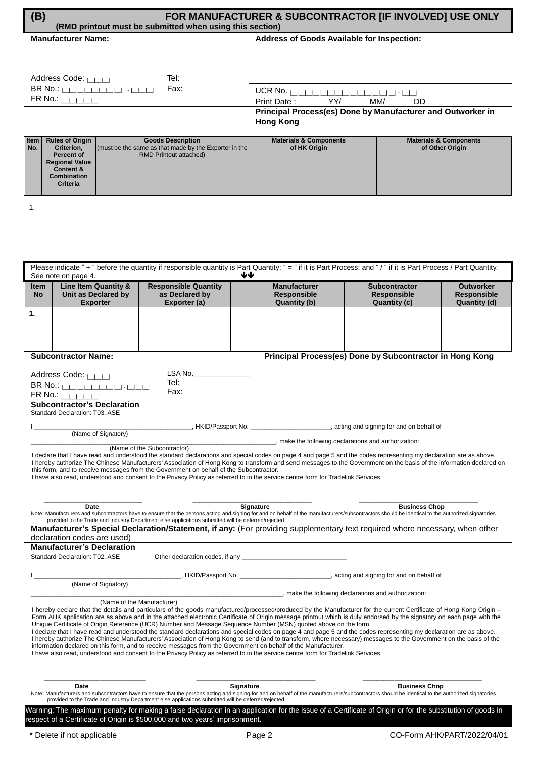## (B) FOR MANUFACTURER & SUBCONTRACTOR [IF INVOLVED] USE ONLY

**(RMD printout must be submitted when using this section)**

| **Manufacturer Name:** | **Address of Goods Available for Inspection:** |
|---|---|
| Address Code: \|_\|_\|_\| Tel: | |
| BR No.: \|_\|_\|_\|_\|_\|_\|_\|_\| - \|_\|_\|_\| Fax: | UCR No. \|_\|_\|_\|_\|_\|_\|_\|_\|_\|_\|_\|_\|_\|_\| _\| - \|_\|_\| |
| FR No.: \|_\|_\|_\|_\|_\| | Print Date : YY/ MM/ DD |
| | **Principal Process(es) Done by Manufacturer and Outworker in Hong Kong** |

| Item No. | Rules of Origin Criterion, Percent of Regional Value Content & Combination Criteria | Goods Description (must be the same as that made by the Exporter in the RMD Printout attached) | Materials & Components of HK Origin | Materials & Components of Other Origin |
|---|---|---|---|---|
| 1. | | | | |

Please indicate " + " before the quantity if responsible quantity is Part Quantity; " = " if it is Part Process; and " / " if it is Part Process / Part Quantity. See note on page 4.

| Item No | Line Item Quantity & Unit as Declared by Exporter | Responsible Quantity as Declared by Exporter (a) | | Manufacturer Responsible Quantity (b) | Subcontractor Responsible Quantity (c) | Outworker Responsible Quantity (d) |
|---|---|---|---|---|---|---|
| 1. | | | | | | |

| **Subcontractor Name:** | **Principal Process(es) Done by Subcontractor in Hong Kong** |
|---|---|
| Address Code: \|_\|_\|_\| LSA No.____________ | |
| BR No.: \|_\|_\|_\|_\|_\|_\|_\|_\| - \|_\|_\|_\| Tel: | |
| FR No.: \|_\|_\|_\|_\|_\| Fax: | |

### Subcontractor's Declaration

Standard Declaration: T03, ASE

I ________________________________________, HKID/Passport No. ______________________, acting and signing for and on behalf of
(Name of Signatory)

____________________________________________________________________, make the following declarations and authorization:
(Name of the Subcontractor)

I declare that I have read and understood the standard declarations and special codes on page 4 and page 5 and the codes representing my declaration are as above.
I hereby authorize The Chinese Manufacturers' Association of Hong Kong to transform and send messages to the Government on the basis of the information declared on this form, and to receive messages from the Government on behalf of the Subcontractor.
I have also read, understood and consent to the Privacy Policy as referred to in the service centre form for Tradelink Services.

_______________________ _______________________ _______________________
Date Signature Business Chop

Note: Manufacturers and subcontractors have to ensure that the persons acting and signing for and on behalf of the manufacturers/subcontractors should be identical to the authorized signatories provided to the Trade and Industry Department else applications submitted will be deferred/rejected.

**Manufacturer's Special Declaration/Statement, if any:** (For providing supplementary text required where necessary, when other declaration codes are used)

### Manufacturer's Declaration

Standard Declaration: T02, ASE Other declaration codes, if any ____________________________

I ________________________________________, HKID/Passport No. _________________________, acting and signing for and on behalf of
(Name of Signatory)

____________________________________________________________________, make the following declarations and authorization:
(Name of the Manufacturer)

I hereby declare that the details and particulars of the goods manufactured/processed/produced by the Manufacturer for the current Certificate of Hong Kong Origin – Form AHK application are as above and in the attached electronic Certificate of Origin message printout which is duly endorsed by the signatory on each page with the Unique Certificate of Origin Reference (UCR) Number and Message Sequence Number (MSN) quoted above on the form.
I declare that I have read and understood the standard declarations and special codes on page 4 and page 5 and the codes representing my declaration are as above.
I hereby authorize The Chinese Manufacturers' Association of Hong Kong to send (and to transform, where necessary) messages to the Government on the basis of the information declared on this form, and to receive messages from the Government on behalf of the Manufacturer.
I have also read, understood and consent to the Privacy Policy as referred to in the service centre form for Tradelink Services.

_______________________ _______________________ _______________________
Date Signature Business Chop

Note: Manufacturers and subcontractors have to ensure that the persons acting and signing for and on behalf of the manufacturers/subcontractors should be identical to the authorized signatories provided to the Trade and Industry Department else applications submitted will be deferred/rejected.

Warning: The maximum penalty for making a false declaration in an application for the issue of a Certificate of Origin or for the substitution of goods in respect of a Certificate of Origin is $500,000 and two years' imprisonment.

* Delete if not applicable

CO-Form AHK/PART/2022/04/01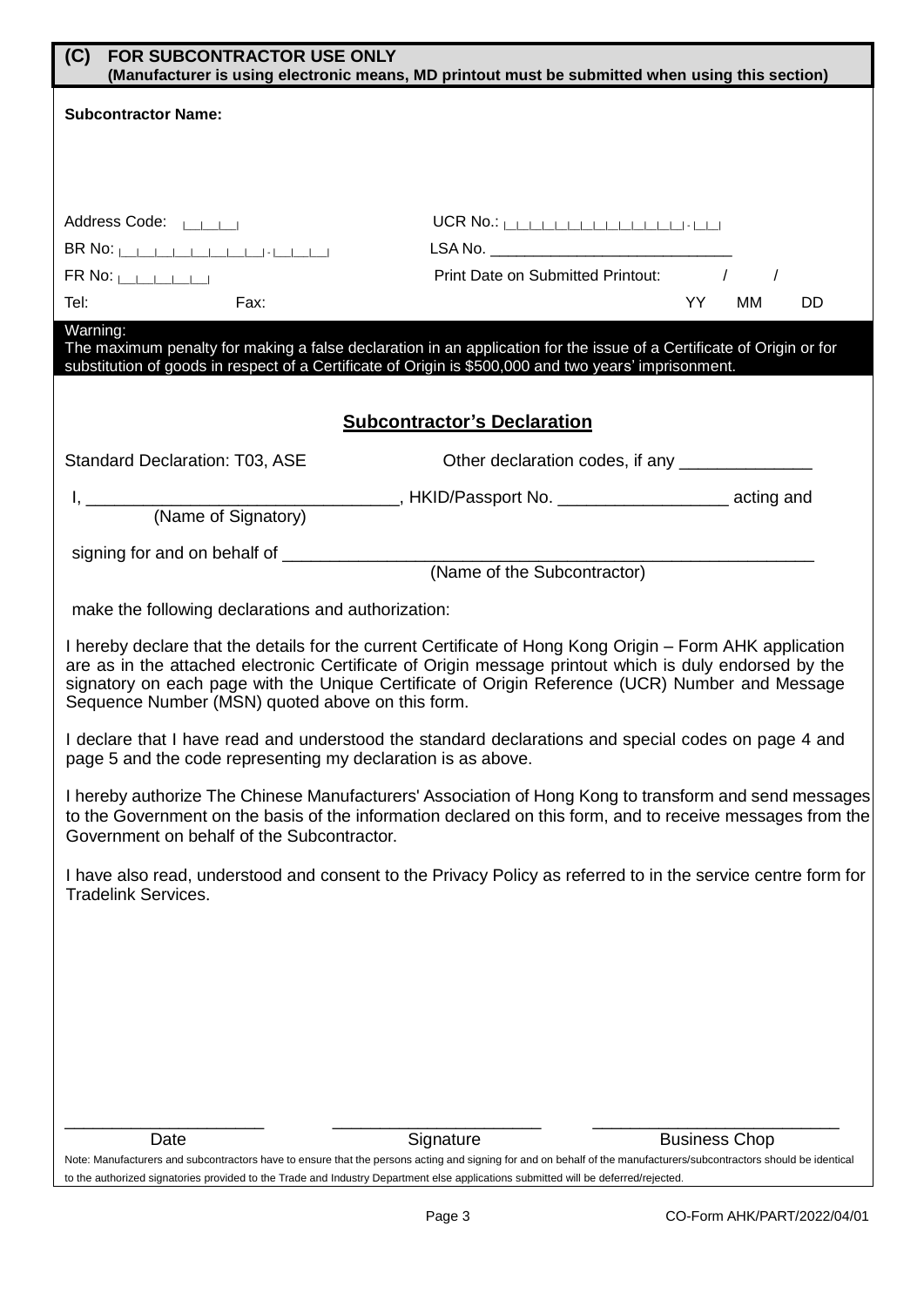## (C) FOR SUBCONTRACTOR USE ONLY
**(Manufacturer is using electronic means, MD printout must be submitted when using this section)**

**Subcontractor Name:**

Address Code: |__|__|__|

UCR No.: |__|__|__|__|__|__|__|__|__|__|__|__|__|__| - |__|__|

BR No: |__|__|__|__|__|__|__|__| - |__|__|__|

LSA No. ____________________________

FR No: |__|__|__|__|__|

Print Date on Submitted Printout: ____ / ____ / ____ (YY MM DD)

Tel: Fax:

**Warning:**
The maximum penalty for making a false declaration in an application for the issue of a Certificate of Origin or for substitution of goods in respect of a Certificate of Origin is $500,000 and two years' imprisonment.

### Subcontractor's Declaration

Standard Declaration: T03, ASE

Other declaration codes, if any ______________

I, ________________________________ (Name of Signatory), HKID/Passport No. __________________ acting and signing for and on behalf of ________________________________________________ (Name of the Subcontractor)

make the following declarations and authorization:

I hereby declare that the details for the current Certificate of Hong Kong Origin – Form AHK application are as in the attached electronic Certificate of Origin message printout which is duly endorsed by the signatory on each page with the Unique Certificate of Origin Reference (UCR) Number and Message Sequence Number (MSN) quoted above on this form.

I declare that I have read and understood the standard declarations and special codes on page 4 and page 5 and the code representing my declaration is as above.

I hereby authorize The Chinese Manufacturers' Association of Hong Kong to transform and send messages to the Government on the basis of the information declared on this form, and to receive messages from the Government on behalf of the Subcontractor.

I have also read, understood and consent to the Privacy Policy as referred to in the service centre form for Tradelink Services.

| ____________________ | ____________________ | ____________________ |
|---|---|---|
| Date | Signature | Business Chop |

Note: Manufacturers and subcontractors have to ensure that the persons acting and signing for and on behalf of the manufacturers/subcontractors should be identical to the authorized signatories provided to the Trade and Industry Department else applications submitted will be deferred/rejected.

CO-Form AHK/PART/2022/04/01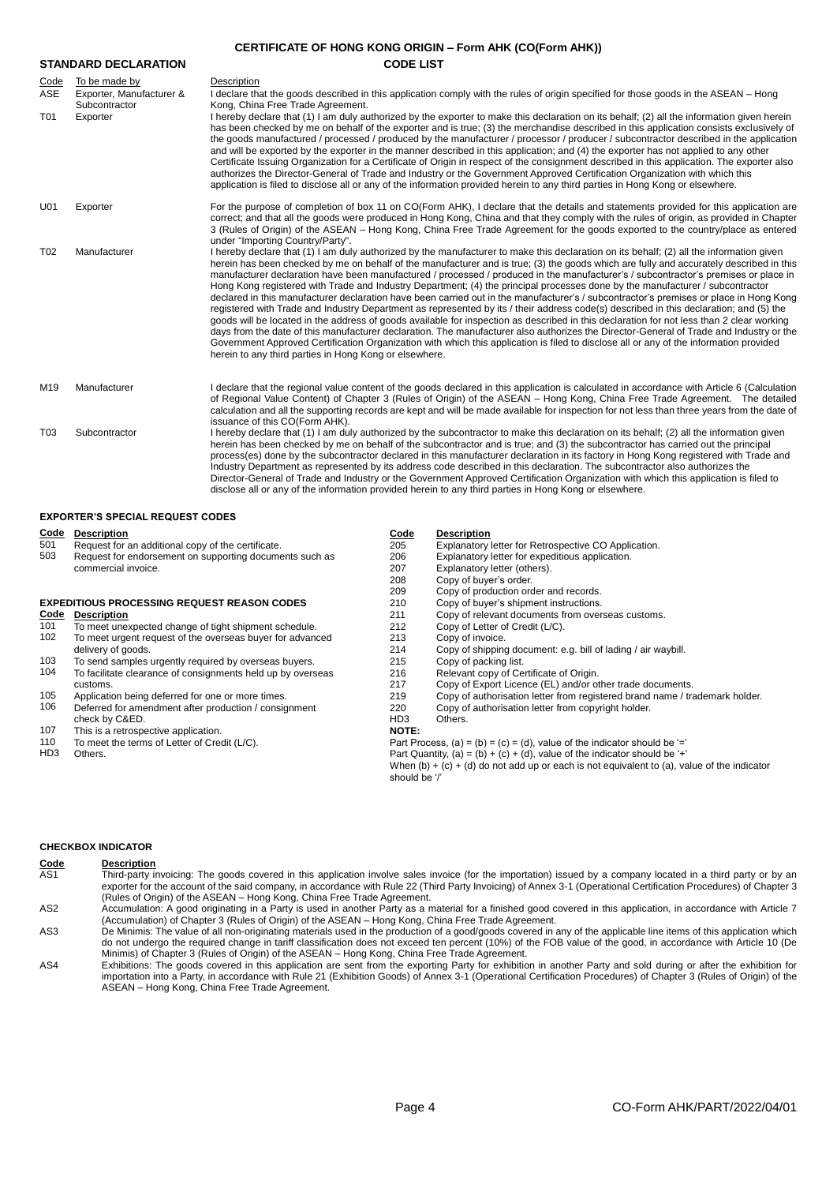# CERTIFICATE OF HONG KONG ORIGIN – Form AHK (CO(Form AHK))

## STANDARD DECLARATION — CODE LIST

| Code | To be made by | Description |
|---|---|---|
| ASE | Exporter, Manufacturer & Subcontractor | I declare that the goods described in this application comply with the rules of origin specified for those goods in the ASEAN – Hong Kong, China Free Trade Agreement. |
| T01 | Exporter | I hereby declare that (1) I am duly authorized by the exporter to make this declaration on its behalf; (2) all the information given herein has been checked by me on behalf of the exporter and is true; (3) the merchandise described in this application consists exclusively of the goods manufactured / processed / produced by the manufacturer / processor / producer / subcontractor described in the application and will be exported by the exporter in the manner described in this application; and (4) the exporter has not applied to any other Certificate Issuing Organization for a Certificate of Origin in respect of the consignment described in this application. The exporter also authorizes the Director-General of Trade and Industry or the Government Approved Certification Organization with which this application is filed to disclose all or any of the information provided herein to any third parties in Hong Kong or elsewhere. |
| U01 | Exporter | For the purpose of completion of box 11 on CO(Form AHK), I declare that the details and statements provided for this application are correct; and that all the goods were produced in Hong Kong, China and that they comply with the rules of origin, as provided in Chapter 3 (Rules of Origin) of the ASEAN – Hong Kong, China Free Trade Agreement for the goods exported to the country/place as entered under "Importing Country/Party". |
| T02 | Manufacturer | I hereby declare that (1) I am duly authorized by the manufacturer to make this declaration on its behalf; (2) all the information given herein has been checked by me on behalf of the manufacturer and is true; (3) the goods which are fully and accurately described in this manufacturer declaration have been manufactured / processed / produced in the manufacturer's / subcontractor's premises or place in Hong Kong registered with Trade and Industry Department; (4) the principal processes done by the manufacturer / subcontractor declared in this manufacturer declaration have been carried out in the manufacturer's / subcontractor's premises or place in Hong Kong registered with Trade and Industry Department as represented by its / their address code(s) described in this declaration; and (5) the goods will be located in the address of goods available for inspection as described in this declaration for not less than 2 clear working days from the date of this manufacturer declaration. The manufacturer also authorizes the Director-General of Trade and Industry or the Government Approved Certification Organization with which this application is filed to disclose all or any of the information provided herein to any third parties in Hong Kong or elsewhere. |
| M19 | Manufacturer | I declare that the regional value content of the goods declared in this application is calculated in accordance with Article 6 (Calculation of Regional Value Content) of Chapter 3 (Rules of Origin) of the ASEAN – Hong Kong, China Free Trade Agreement. The detailed calculation and all the supporting records are kept and will be made available for inspection for not less than three years from the date of issuance of this CO(Form AHK). |
| T03 | Subcontractor | I hereby declare that (1) I am duly authorized by the subcontractor to make this declaration on its behalf; (2) all the information given herein has been checked by me on behalf of the subcontractor and is true; and (3) the subcontractor has carried out the principal process(es) done by the subcontractor declared in this manufacturer declaration in its factory in Hong Kong registered with Trade and Industry Department as represented by its address code described in this declaration. The subcontractor also authorizes the Director-General of Trade and Industry or the Government Approved Certification Organization with which this application is filed to disclose all or any of the information provided herein to any third parties in Hong Kong or elsewhere. |

## EXPORTER'S SPECIAL REQUEST CODES

| Code | Description |
|---|---|
| 501 | Request for an additional copy of the certificate. |
| 503 | Request for endorsement on supporting documents such as commercial invoice. |

## EXPEDITIOUS PROCESSING REQUEST REASON CODES

| Code | Description |
|---|---|
| 101 | To meet unexpected change of tight shipment schedule. |
| 102 | To meet urgent request of the overseas buyer for advanced delivery of goods. |
| 103 | To send samples urgently required by overseas buyers. |
| 104 | To facilitate clearance of consignments held up by overseas customs. |
| 105 | Application being deferred for one or more times. |
| 106 | Deferred for amendment after production / consignment check by C&ED. |
| 107 | This is a retrospective application. |
| 110 | To meet the terms of Letter of Credit (L/C). |
| HD3 | Others. |

| Code | Description |
|---|---|
| 205 | Explanatory letter for Retrospective CO Application. |
| 206 | Explanatory letter for expeditious application. |
| 207 | Explanatory letter (others). |
| 208 | Copy of buyer's order. |
| 209 | Copy of production order and records. |
| 210 | Copy of buyer's shipment instructions. |
| 211 | Copy of relevant documents from overseas customs. |
| 212 | Copy of Letter of Credit (L/C). |
| 213 | Copy of invoice. |
| 214 | Copy of shipping document: e.g. bill of lading / air waybill. |
| 215 | Copy of packing list. |
| 216 | Relevant copy of Certificate of Origin. |
| 217 | Copy of Export Licence (EL) and/or other trade documents. |
| 219 | Copy of authorisation letter from registered brand name / trademark holder. |
| 220 | Copy of authorisation letter from copyright holder. |
| HD3 | Others. |

**NOTE:**

Part Process, (a) = (b) = (c) = (d), value of the indicator should be '='

Part Quantity, (a) = (b) + (c) + (d), value of the indicator should be '+'

When (b) + (c) + (d) do not add up or each is not equivalent to (a), value of the indicator should be '/'

## CHECKBOX INDICATOR

| Code | Description |
|---|---|
| AS1 | Third-party invoicing: The goods covered in this application involve sales invoice (for the importation) issued by a company located in a third party or by an exporter for the account of the said company, in accordance with Rule 22 (Third Party Invoicing) of Annex 3-1 (Operational Certification Procedures) of Chapter 3 (Rules of Origin) of the ASEAN – Hong Kong, China Free Trade Agreement. |
| AS2 | Accumulation: A good originating in a Party is used in another Party as a material for a finished good covered in this application, in accordance with Article 7 (Accumulation) of Chapter 3 (Rules of Origin) of the ASEAN – Hong Kong, China Free Trade Agreement. |
| AS3 | De Minimis: The value of all non-originating materials used in the production of a good/goods covered in any of the applicable line items of this application which do not undergo the required change in tariff classification does not exceed ten percent (10%) of the FOB value of the good, in accordance with Article 10 (De Minimis) of Chapter 3 (Rules of Origin) of the ASEAN – Hong Kong, China Free Trade Agreement. |
| AS4 | Exhibitions: The goods covered in this application are sent from the exporting Party for exhibition in another Party and sold during or after the exhibition for importation into a Party, in accordance with Rule 21 (Exhibition Goods) of Annex 3-1 (Operational Certification Procedures) of Chapter 3 (Rules of Origin) of the ASEAN – Hong Kong, China Free Trade Agreement. |

CO-Form AHK/PART/2022/04/01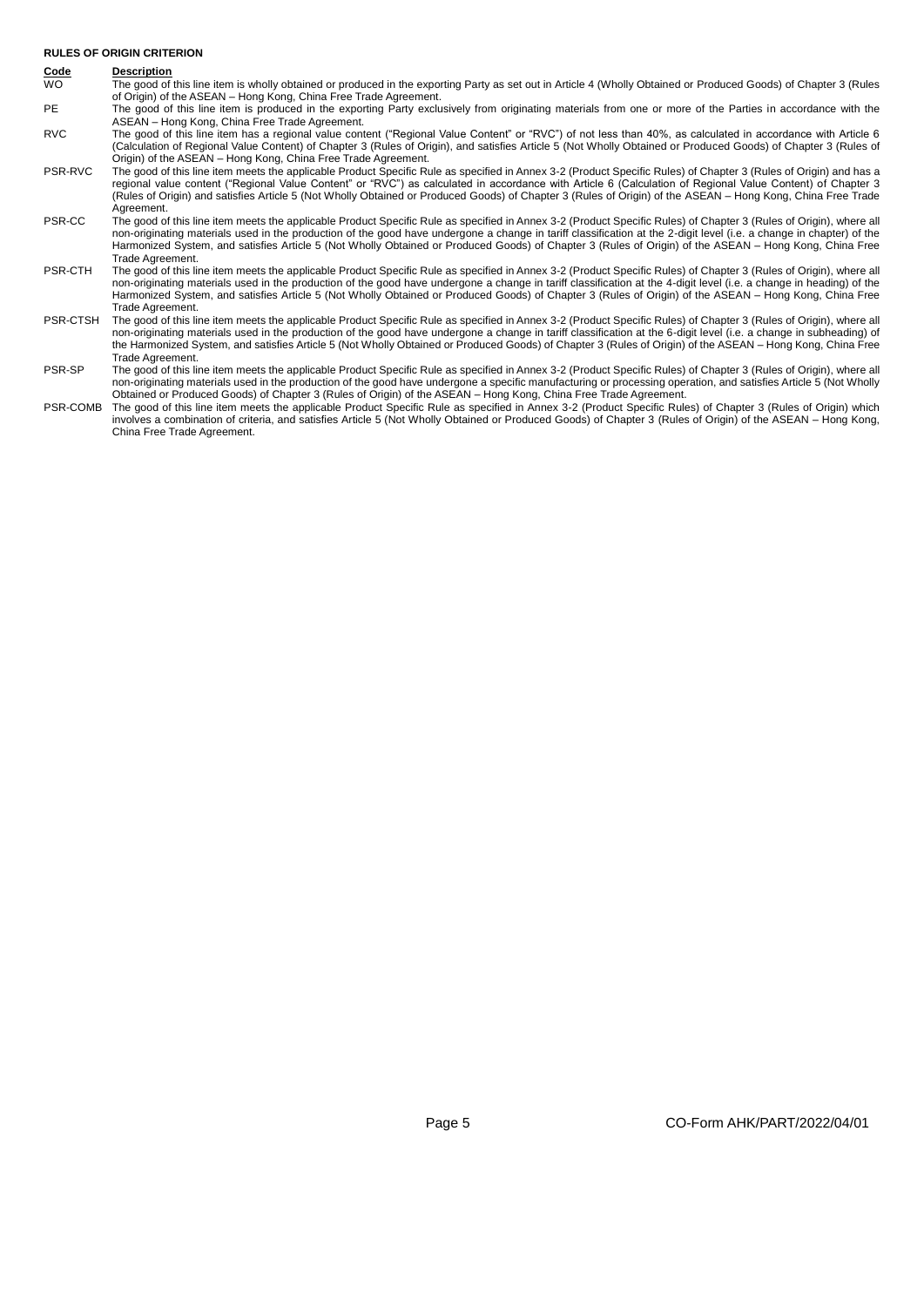**RULES OF ORIGIN CRITERION**

| Code | Description |
|---|---|
| WO | The good of this line item is wholly obtained or produced in the exporting Party as set out in Article 4 (Wholly Obtained or Produced Goods) of Chapter 3 (Rules of Origin) of the ASEAN – Hong Kong, China Free Trade Agreement. |
| PE | The good of this line item is produced in the exporting Party exclusively from originating materials from one or more of the Parties in accordance with the ASEAN – Hong Kong, China Free Trade Agreement. |
| RVC | The good of this line item has a regional value content ("Regional Value Content" or "RVC") of not less than 40%, as calculated in accordance with Article 6 (Calculation of Regional Value Content) of Chapter 3 (Rules of Origin), and satisfies Article 5 (Not Wholly Obtained or Produced Goods) of Chapter 3 (Rules of Origin) of the ASEAN – Hong Kong, China Free Trade Agreement. |
| PSR-RVC | The good of this line item meets the applicable Product Specific Rule as specified in Annex 3-2 (Product Specific Rules) of Chapter 3 (Rules of Origin) and has a regional value content ("Regional Value Content" or "RVC") as calculated in accordance with Article 6 (Calculation of Regional Value Content) of Chapter 3 (Rules of Origin) and satisfies Article 5 (Not Wholly Obtained or Produced Goods) of Chapter 3 (Rules of Origin) of the ASEAN – Hong Kong, China Free Trade Agreement. |
| PSR-CC | The good of this line item meets the applicable Product Specific Rule as specified in Annex 3-2 (Product Specific Rules) of Chapter 3 (Rules of Origin), where all non-originating materials used in the production of the good have undergone a change in tariff classification at the 2-digit level (i.e. a change in chapter) of the Harmonized System, and satisfies Article 5 (Not Wholly Obtained or Produced Goods) of Chapter 3 (Rules of Origin) of the ASEAN – Hong Kong, China Free Trade Agreement. |
| PSR-CTH | The good of this line item meets the applicable Product Specific Rule as specified in Annex 3-2 (Product Specific Rules) of Chapter 3 (Rules of Origin), where all non-originating materials used in the production of the good have undergone a change in tariff classification at the 4-digit level (i.e. a change in heading) of the Harmonized System, and satisfies Article 5 (Not Wholly Obtained or Produced Goods) of Chapter 3 (Rules of Origin) of the ASEAN – Hong Kong, China Free Trade Agreement. |
| PSR-CTSH | The good of this line item meets the applicable Product Specific Rule as specified in Annex 3-2 (Product Specific Rules) of Chapter 3 (Rules of Origin), where all non-originating materials used in the production of the good have undergone a change in tariff classification at the 6-digit level (i.e. a change in subheading) of the Harmonized System, and satisfies Article 5 (Not Wholly Obtained or Produced Goods) of Chapter 3 (Rules of Origin) of the ASEAN – Hong Kong, China Free Trade Agreement. |
| PSR-SP | The good of this line item meets the applicable Product Specific Rule as specified in Annex 3-2 (Product Specific Rules) of Chapter 3 (Rules of Origin), where all non-originating materials used in the production of the good have undergone a specific manufacturing or processing operation, and satisfies Article 5 (Not Wholly Obtained or Produced Goods) of Chapter 3 (Rules of Origin) of the ASEAN – Hong Kong, China Free Trade Agreement. |
| PSR-COMB | The good of this line item meets the applicable Product Specific Rule as specified in Annex 3-2 (Product Specific Rules) of Chapter 3 (Rules of Origin) which involves a combination of criteria, and satisfies Article 5 (Not Wholly Obtained or Produced Goods) of Chapter 3 (Rules of Origin) of the ASEAN – Hong Kong, China Free Trade Agreement. |

CO-Form AHK/PART/2022/04/01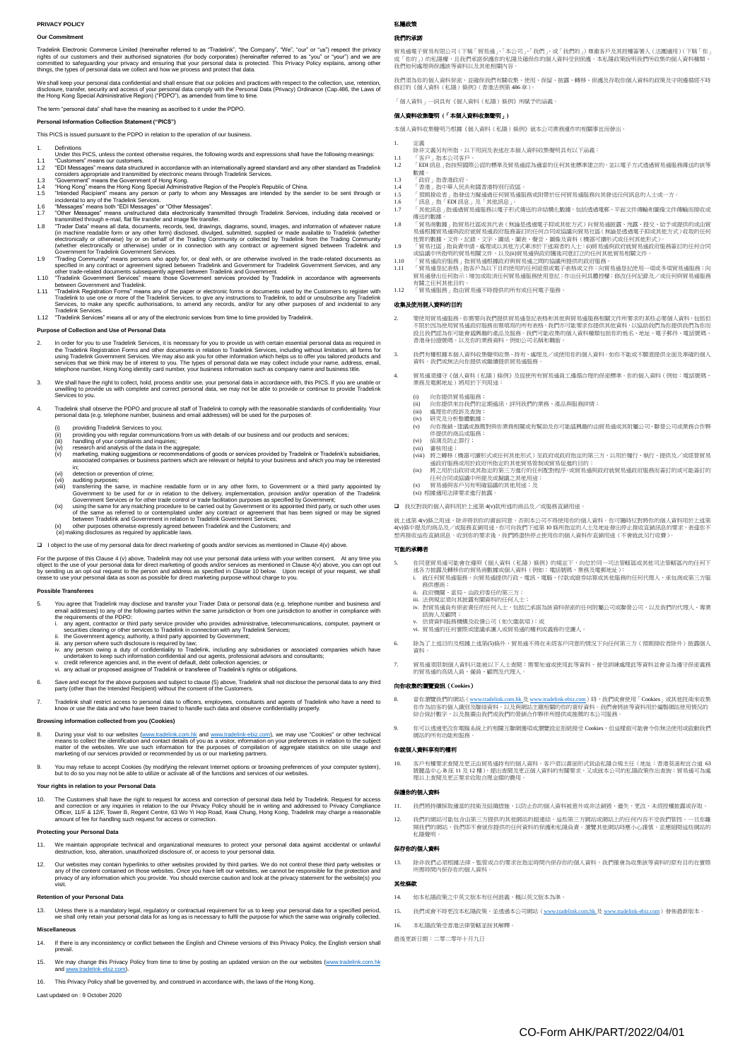# PRIVACY POLICY

## Our Commitment

Tradelink Electronic Commerce Limited (hereinafter referred to as "Tradelink", "the Company", "We", "our" or "us") respect the privacy rights of our customers and their authorised signatories (for body corporates) (hereinafter referred to as "you" or "your") and we are committed to safeguarding your privacy and ensuring that your personal data is protected. This Privacy Policy explains, among other things, the types of personal data we collect and how we process and protect that data.

We shall keep your personal data confidential and shall ensure that our policies and practices with respect to the collection, use, retention, disclosure, transfer, security and access of your personal data comply with the Personal Data (Privacy) Ordinance (Cap.486, the Laws of the Hong Kong Special Administrative Region) ("PDPO"), as amended from time to time.

The term "personal data" shall have the meaning as ascribed to it under the PDPO.

## Personal Information Collection Statement ("PICS")

This PICS is issued pursuant to the PDPO in relation to the operation of our business.

1. Definitions
   Under this PICS, unless the context otherwise requires, the following words and expressions shall have the following meanings:
1.1 "Customers" means our customers.
1.2 "EDI Messages" means data structured in accordance with an internationally agreed standard and any other standard as Tradelink considers appropriate and transmitted by electronic means through Tradelink Services.
1.3 "Government" means the Government of Hong Kong.
1.4 "Hong Kong" means the Hong Kong Special Administrative Region of the People's Republic of China.
1.5 "Intended Recipient" means any person or party to whom any Messages are intended by the sender to be sent through or incidental to any of the Tradelink Services.
1.6 "Messages" means both "EDI Messages" or "Other Messages".
1.7 "Other Messages" means unstructured data electronically transmitted through Tradelink Services, including data received or transmitted through e-mail, flat file transfer and image file transfer.
1.8 "Trader Data" means all data, documents, records, text, drawings, diagrams, sound, images, and information of whatever nature (in machine readable form or any other form) disclosed, divulged, submitted, supplied or made available to Tradelink (whether electronically or otherwise) by or on behalf of the Trading Community or collected by Tradelink from the Trading Community (whether electronically or otherwise) under or in connection with any contract or agreement signed between Tradelink and Government for Tradelink Government Services.
1.9 "Trading Community" means persons who apply for, or deal with, or are otherwise involved in the trade-related documents as specified in any contract or agreement signed between Tradelink and Government for Tradelink Government Services, and any other trade-related documents subsequently agreed between Tradelink and Government.
1.10 "Tradelink Government Services" means those Government services provided by Tradelink in accordance with agreements between Government and Tradelink.
1.11 "Tradelink Registration Forms" means any of the paper or electronic forms or documents used by the Customers to register with Tradelink to use one or more of the Tradelink Services, to give any instructions to Tradelink, to add or unsubscribe any Tradelink Services, to make any specific authorisations, to amend any records, and/or for any other purposes of and incidental to any Tradelink Services.
1.12 "Tradelink Services" means all or any of the electronic services from time to time provided by Tradelink.

## Purpose of Collection and Use of Personal Data

2. In order for you to use Tradelink Services, it is necessary for you to provide us with certain essential personal data as required in the Tradelink Registration Forms and other documents in relation to Tradelink Services, including without limitation, all forms for using Tradelink Government Services. We may also ask you for other information which helps us to offer you tailored products and services that we think may be of interest to you. The types of personal data we may collect include your name, address, email, telephone number, Hong Kong identity card number, your business information such as company name and business title.

3. We shall have the right to collect, hold, process and/or use, your personal data in accordance with, this PICS. If you are unable or unwilling to provide us with complete and correct personal data, we may not be able to provide or continue to provide Tradelink Services to you.

4. Tradelink shall observe the PDPO and procure all staff of Tradelink to comply with the reasonable standards of confidentiality. Your personal data (e.g. telephone number, business and email addresses) will be used for the purposes of:
   (i) providing Tradelink Services to you;
   (ii) providing you with regular communications from us with details of our business and our products and services;
   (iii) handling of your complaints and inquiries;
   (iv) research and analysis of the data in the aggregate;
   (v) marketing, making suggestions or recommendations of goods or services provided by Tradelink or Tradelink's subsidiaries, associated companies or business partners which are relevant or helpful to your business and which you may be interested in;
   (vi) detection or prevention of crime;
   (vii) auditing purposes;
   (viii) transferring the same, in machine readable form or in any other form, to Government or a third party appointed by Government to be used for or in relation to the delivery, implementation, provision and/or operation of the Tradelink Government Services or for other trade control or trade facilitation purposes as specified by Government;
   (ix) using the same for any matching procedure to be carried out by Government or its appointed third party, or such other uses of the same as referred to or contemplated under any contract or agreement that has been signed or may be signed between Tradelink and Government in relation to Tradelink Government Services;
   (x) other purposes otherwise expressly agreed between Tradelink and the Customers; and
   (xi) making disclosures as required by applicable laws.

❑ I object to the use of my personal data for direct marketing of goods and/or services as mentioned in Clause 4(v) above.

For the purpose of this Clause 4 (v) above, Tradelink may not use your personal data unless with your written consent. At any time you object to the use of your personal data for direct marketing of goods and/or services as mentioned in Clause 4(v) above, you can opt out by sending us an opt-out request to the person and address as specified in Clause 10 below. Upon receipt of your request, we shall cease to use your personal data as soon as possible for direct marketing purpose without charge to you.

## Possible Transferees

5. You agree that Tradelink may disclose and transfer your Trader Data or personal data (e.g. telephone number and business and email addresses) to any of the following parties within the same jurisdiction or from one jurisdiction to another in compliance with the requirements of the PDPO:
   i. any agent, contractor or third party service provider who provides administrative, telecommunications, computer, payment or securities clearing or other services to Tradelink in connection with any Tradelink Services;
   ii. the Government agency, authority, a third party appointed by Government;
   iii. any person whom such disclosure is required by law;
   iv. any person owing a duty of confidentiality to Tradelink, including any subsidiaries or associated companies which have undertaken to keep such information confidential and our agents, professional advisors and consultants;
   v. credit reference agencies and, in the event of default, debt collection agencies; or
   vi. any actual or proposed assignee of Tradelink or transferee of Tradelink's rights or obligations.

6. Save and except for the above purposes and subject to clause (5) above, Tradelink shall not disclose the personal data to any third party (other than the Intended Recipient) without the consent of the Customers.

7. Tradelink shall restrict access to personal data to officers, employees, consultants and agents of Tradelink who have a need to know or use the data and who have been trained to handle such data and observe confidentiality properly.

## Browsing information collected from you (Cookies)

8. During your visit to our websites (www.tradelink.com.hk and www.tradelink-ebiz.com), we may use "Cookies" or other technical means to collect the identification and contact details of you as a visitor, information on your preferences in relation to the subject matter of the websites. We use such information for the purposes of compilation of aggregate statistics on site usage and marketing of our services provided or recommended by us or our marketing partners.

9. You may refuse to accept Cookies (by modifying the relevant Internet options or browsing preferences of your computer system), but to do so you may not be able to utilize or activate all of the functions and services of our websites.

## Your rights in relation to your Personal Data

10. The Customers shall have the right to request for access and correction of personal data held by Tradelink. Request for access and correction or any inquiries in relation to the our Privacy Policy should be in writing and addressed to Privacy Compliance Officer, 11/F & 12/F, Tower B, Regent Centre, 63 Wo Yi Hop Road, Kwai Chung, Hong Kong, Tradelink may charge a reasonable amount of fee for handling such request for access or correction.

## Protecting your Personal Data

11. We maintain appropriate technical and organizational measures to protect your personal data against accidental or unlawful destruction, loss, alteration, unauthorized disclosure of, or access to your personal data.

12. Our websites may contain hyperlinks to other websites provided by third parties. We do not control these third party websites or any of the content contained on those websites. Once you have left our websites, we cannot be responsible for the protection and privacy of any information which you provide. You should exercise caution and look at the privacy statement for the website(s) you visit.

## Retention of your Personal Data

13. Unless there is a mandatory legal, regulatory or contractual requirement for us to keep your personal data for a specified period, we shall only retain your personal data for as long as is necessary to fulfil the purpose for which the same was originally collected.

## Miscellaneous

14. If there is any inconsistency or conflict between the English and Chinese versions of this Privacy Policy, the English version shall prevail.

15. We may change this Privacy Policy from time to time by posting an updated version on the our websites (www.tradelink.com.hk and www.tradelink-ebiz.com).

16. This Privacy Policy shall be governed by, and construed in accordance with, the laws of the Hong Kong.

Last updated on : 9 October 2020

# 私隱政策

## 我們的承諾

貿易通電子貿易有限公司（下稱「貿易通」、「本公司」、「我們」、或「我們的」）尊重客戶及其授權簽署人（法團適用）（下稱「你」或「你的」）的私隱權，且我們承諾保護你的私隱及確保你的個人資料受到保護。本私隱政策說明我們所收集的個人資料種類、我們如何處理與保護該等資料以及其他相關內容。

我們須為你的個人資料保密，並確保我們有關收集、使用、保留、披露、轉移、保護及存取你的個人資料的政策及守則遵循經不時修訂的《個人資料（私隱）條例》（香港法例第 486 章）。

「個人資料」一詞具有《個人資料（私隱）條例》所賦予的涵義。

## 個人資料收集聲明（「本個人資料收集聲明」）

本個人資料收集聲明乃根據《個人資料（私隱）條例》就本公司業務運作的相關事宜而發出。

1. 定義
   除非文義另有所指，以下用詞及表述在本個人資料收集聲明具有以下涵義：
1.1 「客戶」指本公司客戶。
1.2 「EDI 訊息」指按照國際公認的標準及貿易通認為適當的任何其他標準建立的，並以電子方式透過貿易通服務傳送的該等數據。
1.3 「政府」指香港政府。
1.4 「香港」指中華人民共和國香港特別行政區。
1.5 「預期接收者」指發送方擬通過任何貿易通服務或附帶於任何貿易通服務向其發送任何訊息的人士或一方。
1.6 「訊息」指「EDI 訊息」及「其他訊息」。
1.7 「其他訊息」指通過貿易通服務以電子形式傳送的非結構化數據，包括透過電郵、平面文件傳輸和圖像文件傳輸而接收或傳送的數據。
1.8 「貿易商數據」指貿易社區或其代表（無論是透過電子抑或其他方式）向貿易通披露、洩露、提交、給予或提供的或由貿易通根據貿易通與政府就貿易通政府服務簽訂的任何合同或協議向貿易社區（無論是透過電子抑或其他方式）收取的任何性質的數據、文件、記錄、文字、圖紙、圖表、聲音、圖像及資料（機器可讀形式或任何其他形式）。
1.9 「貿易社區」指負責申請、處理或以其他方式牽涉於下述兩者的人士：(i)貿易通與政府就貿易通政府服務簽訂的任何合同或協議中所指明的貿易相關文件，以及(ii)貿易通與政府隨後同意訂立的任何其他貿易相關文件。
1.10 「貿易通政府服務」指貿易通根據政府與貿易通之間的協議所提供的政府服務。
1.11 「貿易通登記表格」指客戶為以下目的使用的任何紙張或電子表格文件：向貿易通登記使用一項或多項貿易通服務；向貿易通發出任何指示；增加或取消任何貿易通服務使用登記；作出任何具體授權；修改任何記錄及／或任何與貿易通服務有關之任何其他目的。
1.12 「貿易通服務」指由貿易通不時提供的所有或任何電子服務。

## 收集及使用個人資料的目的

2. 要使用貿易通服務，你需要向我們提供貿易通登記表格和其他與貿易通服務相關文件所要求的某些必要個人資料，包括但不限於因為使用貿易通政府服務而需填寫的所有表格。我們亦可能要求你提供其他資料，以協助我們為你提供我們為你而設且我們認為你可能會感興趣的產品及服務。我們可能收集的個人資料種類包括你的姓名、地址、電子郵件、電話號碼、香港身份證號碼，以及你的業務資料，例如公司名稱和職銜。

3. 我們有權根據本個人資料收集聲明收集、持有、處理及／或使用你的個人資料。如你不能或不願意提供全面及準確的個人資料，我們或無法向你提供或繼續提供貿易通服務。

4. 貿易通須遵守《個人資料（私隱）條例》及促使所有貿易通員工遵循合理的保密標準。你的個人資料（例如：電話號碼、業務及電郵地址）將用於下列用途：
   (i) 向你提供貿易通服務；
   (ii) 向你提供來自我們的定期通訊，詳列我們的業務、產品與服務詳情；
   (iii) 處理你的投訴及查詢；
   (iv) 研究及分析整體數據；
   (v) 向你推銷、建議或推薦對與你業務相關或有幫助及你可能感興趣的由貿易通或其附屬公司、聯營公司或業務合作夥伴提供的商品或服務；
   (vi) 偵測及防止罪行；
   (vii) 審核用途；
   (viii) 將之轉移（機器可讀形式或任何其他形式）至政府或政府指定的第三方，以用於履行、執行、提供及／或經營貿易通政府服務或用於政府所指定的其他貿易管制或貿易促進的目的；
   (ix) 將之用於由政府或其指定的第三方進行的任何配對程序，或貿易通與政府就貿易通政府服務而簽訂的或可能簽訂的任何合同或協議中提述或擬議之其他用途；
   (x) 貿易通與客戶另有明確協議的其他用途；及
   (xi) 根據適用法律要求進行披露。

❑ 我反對我的個人資料用於上述第 4(v)款所述的商品及／或服務直銷用途。

就上述第 4(v)條之用途，除非得到你的書面同意，否則本公司不可使用你的個人資料。你可隨時反對將你的個人資料用於上述第 4(v)條中提及的商品及／或服務直銷用途，你可向我們下述第 10 條所指定的人士及地址發出停止接收直銷訊息的要求，表達你不想再接收這些直銷訊息。收到你的要求後，我們將盡快停止使用你的個人資料作直銷用途（不會就此另行收費）。

## 可能的承轉者

5. 你同意貿易通可能會在遵照《個人資料（私隱）條例》的規定下，向位於同一司法管轄區或其他司法管轄區內的任何下述各方披露及轉移你的貿易商數據或個人資料（例如：電話號碼、業務及電郵地址）：
   i. 就任何貿易通服務，向貿易通提供行政、電訊、電腦、付款或證券結算或其他服務的任何代理人、承包商或第三方服務供應商；
   ii. 政府機構、當局、由政府委任的第三方；
   iii. 法例規定須向其披露有關資料的任何人士；
   iv. 對貿易通負有保密責任的任何人士，包括已承諾為該資料保密的任何附屬公司或聯營公司，以及我們的代理人、專業諮詢人及顧問；
   v. 信貸資料服務機構及收債公司（如欠繳款項）；或
   vi. 貿易通的任何實際或建議承讓人或貿易通的權利或義務的受讓人。

6. 除為了上述目的及根據上述第(5)條外，貿易通不得在未經客戶同意的情況下向任何第三方（預期接收者除外）披露個人資料。

7. 貿易通須限制個人資料只能被以下人士查閱：需要知道或使用此等資料、曾受訓練處理此等資料並會妥為遵守保密義務的貿易通的高級人員、僱員、顧問及代理人。

## 向你收集的瀏覽資訊（Cookies）

8. 當你瀏覽我們的網站（www.tradelink.com.hk 及 www.tradelink-ebiz.com）時，我們或會使用「Cookies」或其他技術來收集你作為訪客的身份識別及聯絡資料，以及與網站主題相關的你的喜好資料。我們會將該等資料用於編製網站使用情況的綜合統計數字，以及推廣由我們或我們的營銷合作夥伴所提供或推薦的本公司服務。

9. 你可以透過更改你電腦系統上的相關互聯網選項或瀏覽設定拒絕接受 Cookies，但這樣做可能會令你無法使用或啟動我們網站的所有功能和服務。

## 你就個人資料享有的權利

10. 客戶有權要求查閱及更正由貿易通持有的個人資料。客戶須以書面形式致函私隱合規主任（地址：香港葵涌和宜合道 63 號麗晶中心 B 座 11 及 12 樓），提出查閱及更正個人資料的有關要求，又或就本公司的私隱政策作出查詢；貿易通可為處理以上查閱及更正要求收取合理金額的費用。

## 保護你的個人資料

11. 我們將持續採取適當的技術及組織措施，以防止你的個人資料被意外或非法銷毀、洩露、遺失、更改、未經授權披露或存取。

12. 我們的網站可能包含由第三方提供的其他網站的超連結。這些第三方網站或網站上的任何內容不受我們管控。一旦你離開我們的網站，我們即不會就你提供的任何資料的保護和私隱負責。瀏覽其他網站時應小心謹慎，並應細閱這些網站的私隱聲明。

## 保存你的個人資料

13. 除非我們必須根據法律、監管或合約要求在指定時間內保存你的個人資料，我們僅會為收集該等資料的原有目的在實際所需時間內保存你的個人資料。

## 其他條款

14. 如本私隱政策之中英文版本有任何歧義，概以英文版本為準。

15. 我們或會不時更改本私隱政策，並透過本公司網站（www.tradelink.com.hk 及 www.tradelink-ebiz.com）發佈最新版本。

16. 本私隱政策受香港法律管轄並據其解釋。

最後更新日期：二零二零年十月九日

CO-Form AHK/PART/2022/04/01